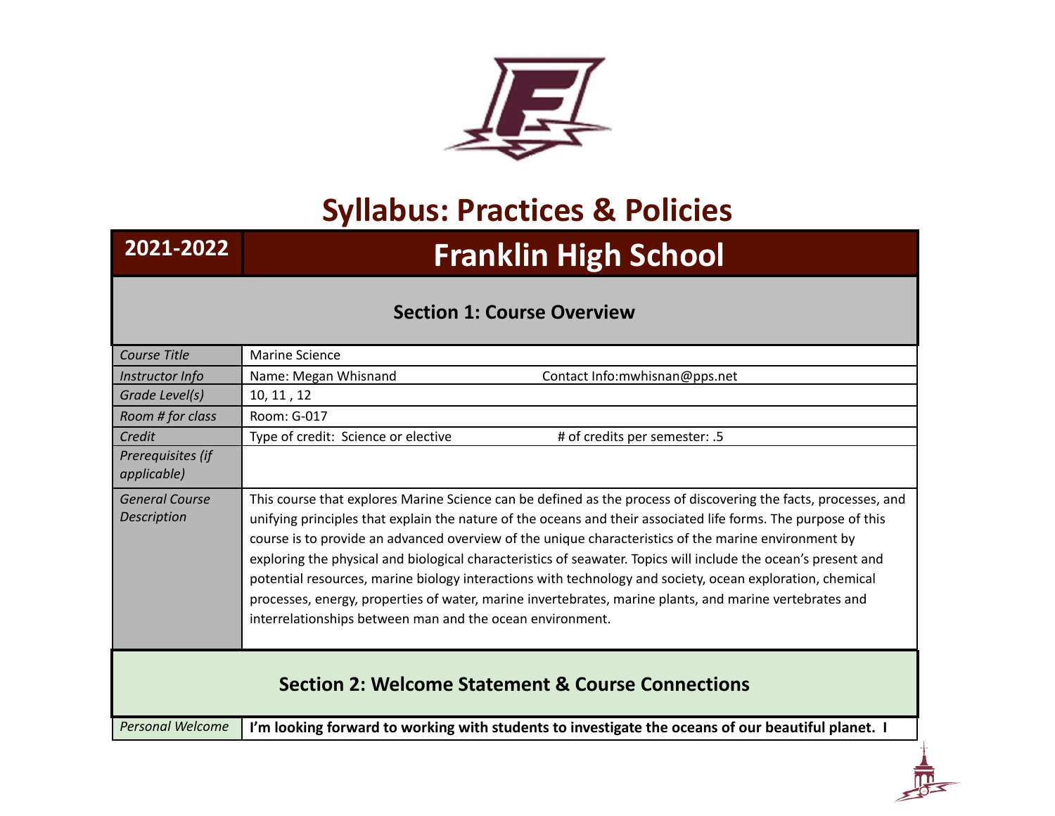# Syllabus: Practices & Policies

| 2021-2022 | Franklin High School |
|---|---|

## Section 1: Course Overview

| | |
|---|---|
| *Course Title* | Marine Science |
| *Instructor Info* | Name: Megan Whisnand Contact Info:mwhisnan@pps.net |
| *Grade Level(s)* | 10, 11 , 12 |
| *Room # for class* | Room: G-017 |
| *Credit* | Type of credit: Science or elective # of credits per semester: .5 |
| *Prerequisites (if applicable)* | |
| *General Course Description* | This course that explores Marine Science can be defined as the process of discovering the facts, processes, and unifying principles that explain the nature of the oceans and their associated life forms. The purpose of this course is to provide an advanced overview of the unique characteristics of the marine environment by exploring the physical and biological characteristics of seawater. Topics will include the ocean's present and potential resources, marine biology interactions with technology and society, ocean exploration, chemical processes, energy, properties of water, marine invertebrates, marine plants, and marine vertebrates and interrelationships between man and the ocean environment. |

## Section 2: Welcome Statement & Course Connections

| | |
|---|---|
| *Personal Welcome* | **I'm looking forward to working with students to investigate the oceans of our beautiful planet. I** |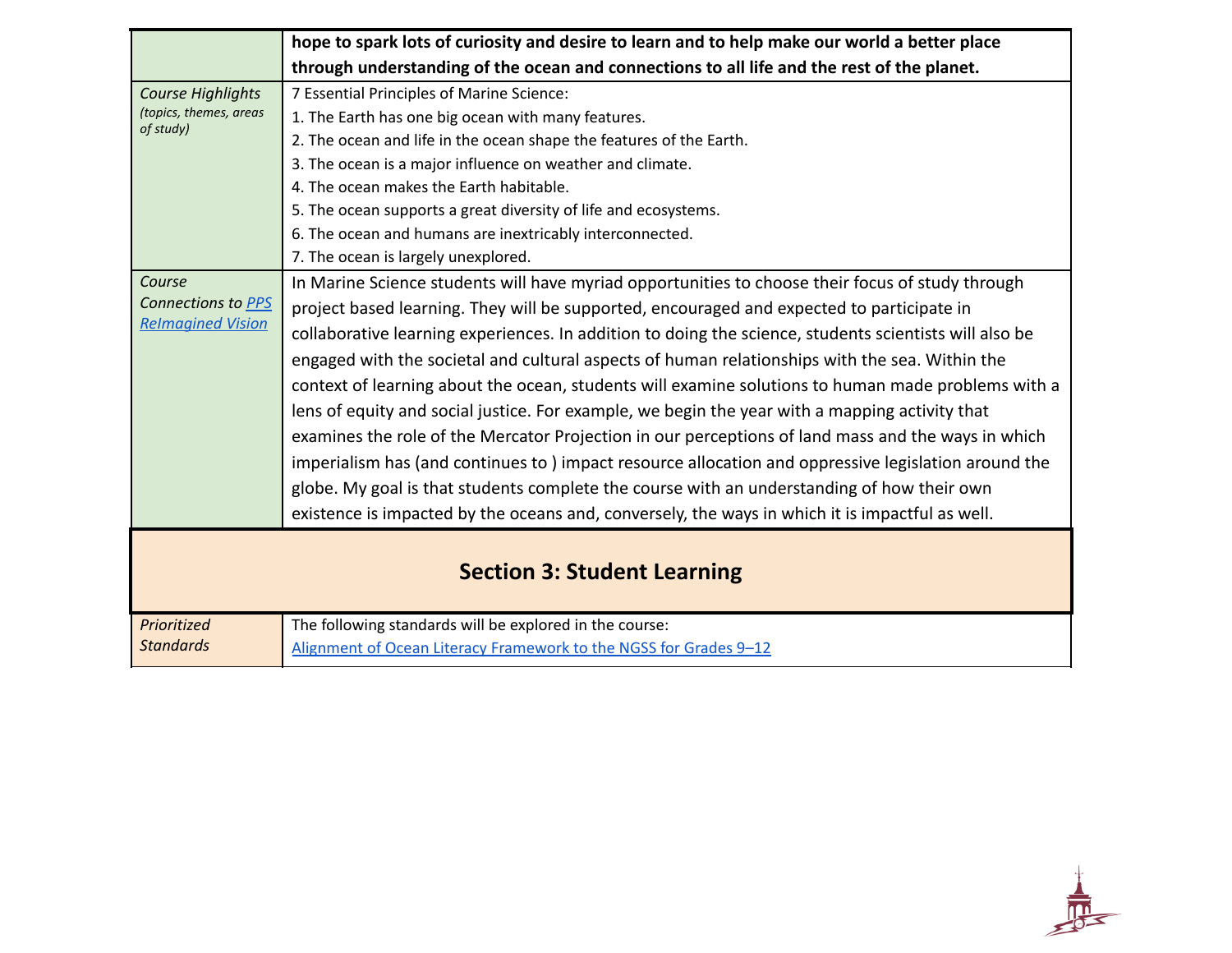| | |
|---|---|
| | **hope to spark lots of curiosity and desire to learn and to help make our world a better place through understanding of the ocean and connections to all life and the rest of the planet.** |
| *Course Highlights* *(topics, themes, areas of study)* | 7 Essential Principles of Marine Science:<br>1. The Earth has one big ocean with many features.<br>2. The ocean and life in the ocean shape the features of the Earth.<br>3. The ocean is a major influence on weather and climate.<br>4. The ocean makes the Earth habitable.<br>5. The ocean supports a great diversity of life and ecosystems.<br>6. The ocean and humans are inextricably interconnected.<br>7. The ocean is largely unexplored. |
| *Course Connections to [PPS ReImagined Vision]()* | In Marine Science students will have myriad opportunities to choose their focus of study through project based learning. They will be supported, encouraged and expected to participate in collaborative learning experiences. In addition to doing the science, students scientists will also be engaged with the societal and cultural aspects of human relationships with the sea. Within the context of learning about the ocean, students will examine solutions to human made problems with a lens of equity and social justice. For example, we begin the year with a mapping activity that examines the role of the Mercator Projection in our perceptions of land mass and the ways in which imperialism has (and continues to ) impact resource allocation and oppressive legislation around the globe. My goal is that students complete the course with an understanding of how their own existence is impacted by the oceans and, conversely, the ways in which it is impactful as well. |

## Section 3: Student Learning

| | |
|---|---|
| *Prioritized Standards* | The following standards will be explored in the course:<br>[Alignment of Ocean Literacy Framework to the NGSS for Grades 9–12]() |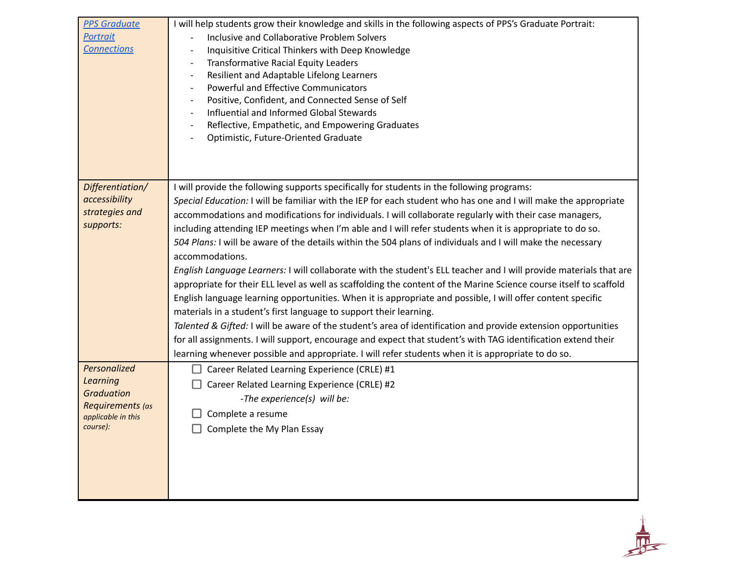| | |
|---|---|
| *[PPS Graduate Portrait Connections]* | I will help students grow their knowledge and skills in the following aspects of PPS's Graduate Portrait:<br>- Inclusive and Collaborative Problem Solvers<br>- Inquisitive Critical Thinkers with Deep Knowledge<br>- Transformative Racial Equity Leaders<br>- Resilient and Adaptable Lifelong Learners<br>- Powerful and Effective Communicators<br>- Positive, Confident, and Connected Sense of Self<br>- Influential and Informed Global Stewards<br>- Reflective, Empathetic, and Empowering Graduates<br>- Optimistic, Future-Oriented Graduate |
| *Differentiation/ accessibility strategies and supports:* | I will provide the following supports specifically for students in the following programs:<br>*Special Education:* I will be familiar with the IEP for each student who has one and I will make the appropriate accommodations and modifications for individuals. I will collaborate regularly with their case managers, including attending IEP meetings when I'm able and I will refer students when it is appropriate to do so.<br>*504 Plans:* I will be aware of the details within the 504 plans of individuals and I will make the necessary accommodations.<br>*English Language Learners:* I will collaborate with the student's ELL teacher and I will provide materials that are appropriate for their ELL level as well as scaffolding the content of the Marine Science course itself to scaffold English language learning opportunities. When it is appropriate and possible, I will offer content specific materials in a student's first language to support their learning.<br>*Talented & Gifted:* I will be aware of the student's area of identification and provide extension opportunities for all assignments. I will support, encourage and expect that student's with TAG identification extend their learning whenever possible and appropriate. I will refer students when it is appropriate to do so. |
| *Personalized Learning Graduation Requirements (as applicable in this course):* | ☐ Career Related Learning Experience (CRLE) #1<br>☐ Career Related Learning Experience (CRLE) #2<br>*-The experience(s) will be:*<br>☐ Complete a resume<br>☐ Complete the My Plan Essay |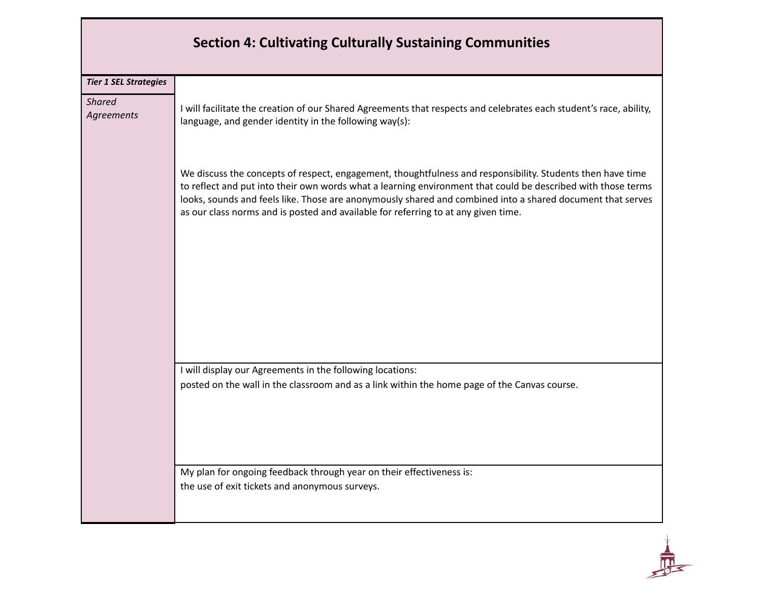## Section 4: Cultivating Culturally Sustaining Communities

| ***Tier 1 SEL Strategies*** | |
| --- | --- |
| *Shared Agreements* | I will facilitate the creation of our Shared Agreements that respects and celebrates each student's race, ability, language, and gender identity in the following way(s):<br><br>We discuss the concepts of respect, engagement, thoughtfulness and responsibility. Students then have time to reflect and put into their own words what a learning environment that could be described with those terms looks, sounds and feels like. Those are anonymously shared and combined into a shared document that serves as our class norms and is posted and available for referring to at any given time. |
| | I will display our Agreements in the following locations:<br>posted on the wall in the classroom and as a link within the home page of the Canvas course. |
| | My plan for ongoing feedback through year on their effectiveness is:<br>the use of exit tickets and anonymous surveys. |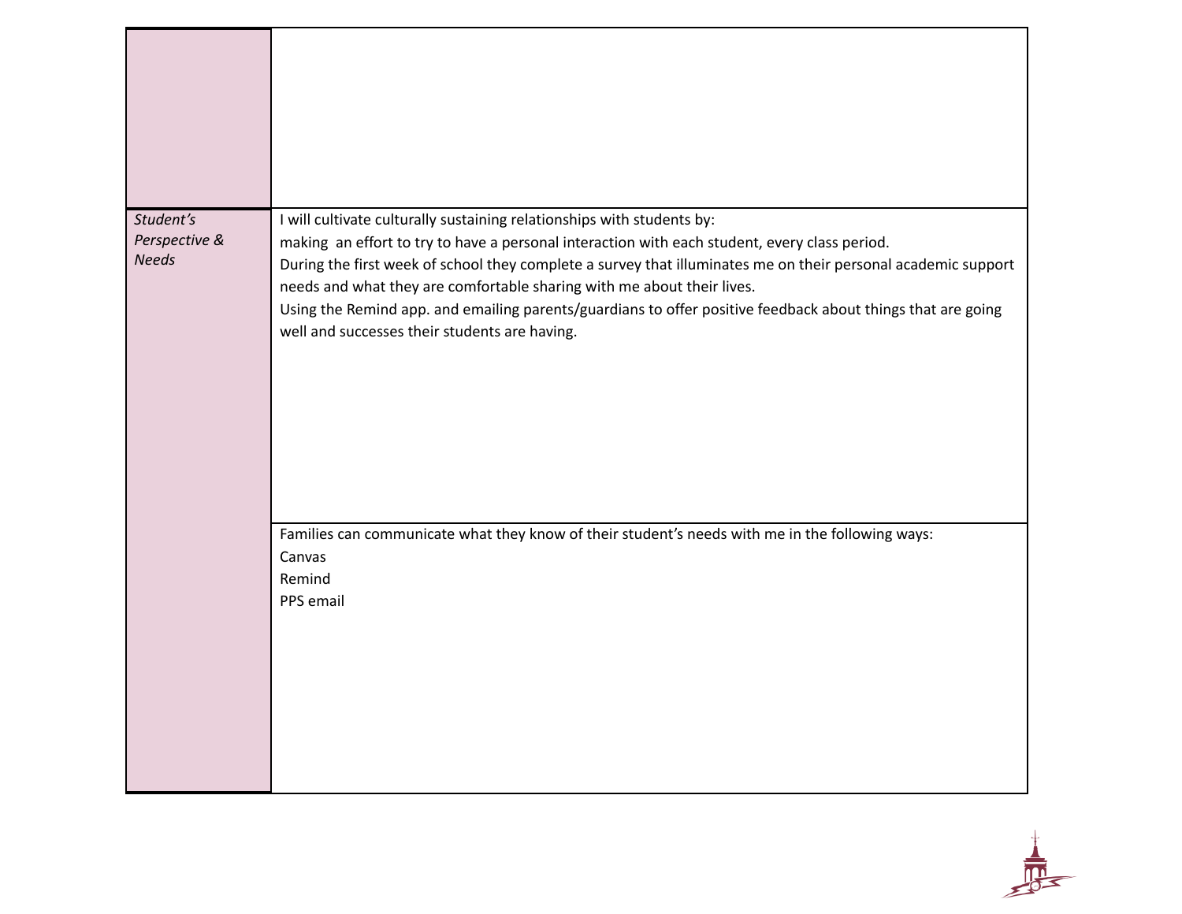| | |
|---|---|
| | |
| *Student's Perspective & Needs* | I will cultivate culturally sustaining relationships with students by:<br>making  an effort to try to have a personal interaction with each student, every class period.<br>During the first week of school they complete a survey that illuminates me on their personal academic support needs and what they are comfortable sharing with me about their lives.<br>Using the Remind app. and emailing parents/guardians to offer positive feedback about things that are going well and successes their students are having. |
| | Families can communicate what they know of their student's needs with me in the following ways:<br>Canvas<br>Remind<br>PPS email |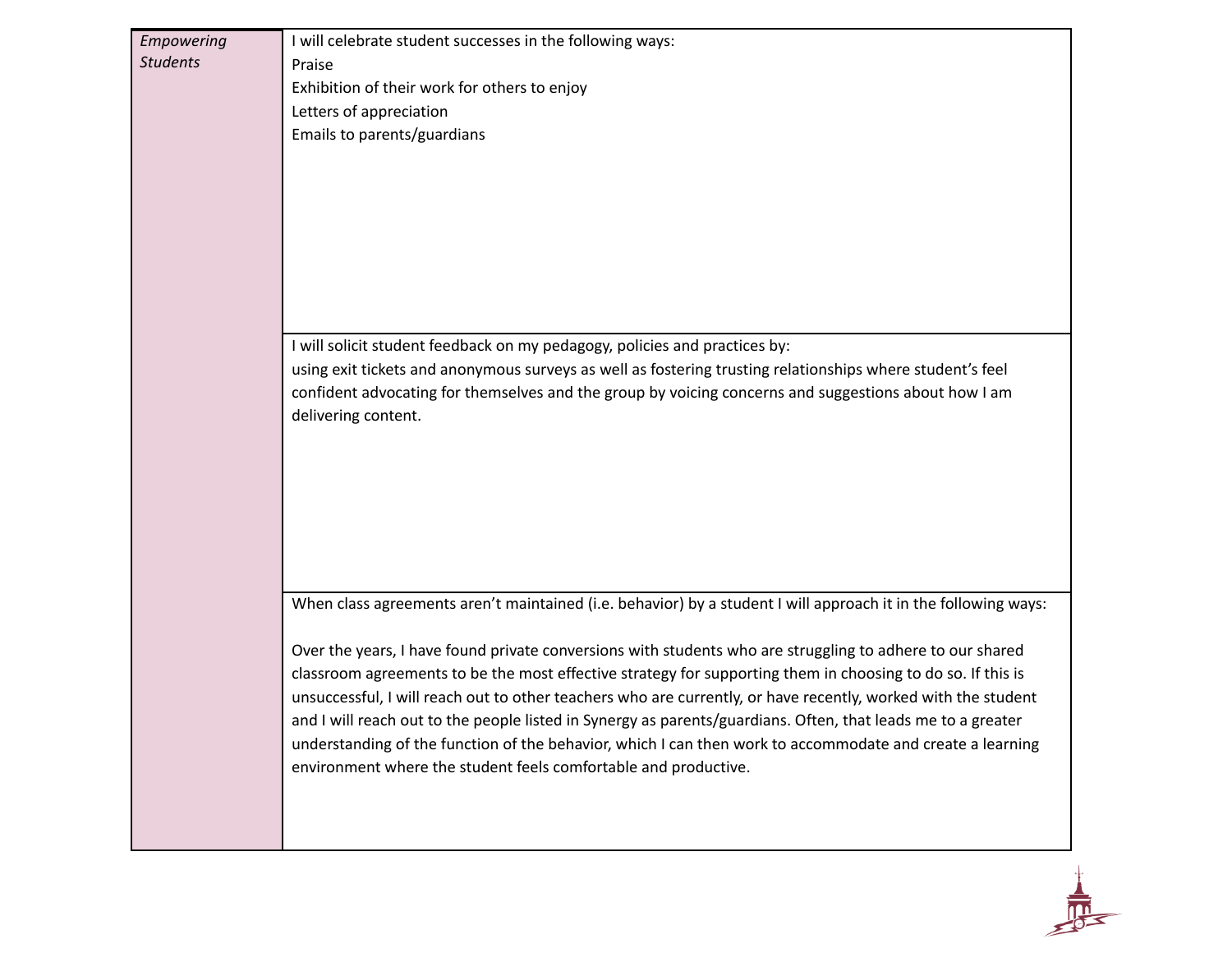| | |
|---|---|
| *Empowering Students* | I will celebrate student successes in the following ways:<br>Praise<br>Exhibition of their work for others to enjoy<br>Letters of appreciation<br>Emails to parents/guardians |
| | I will solicit student feedback on my pedagogy, policies and practices by:<br>using exit tickets and anonymous surveys as well as fostering trusting relationships where student's feel confident advocating for themselves and the group by voicing concerns and suggestions about how I am delivering content. |
| | When class agreements aren't maintained (i.e. behavior) by a student I will approach it in the following ways:<br><br>Over the years, I have found private conversions with students who are struggling to adhere to our shared classroom agreements to be the most effective strategy for supporting them in choosing to do so. If this is unsuccessful, I will reach out to other teachers who are currently, or have recently, worked with the student and I will reach out to the people listed in Synergy as parents/guardians. Often, that leads me to a greater understanding of the function of the behavior, which I can then work to accommodate and create a learning environment where the student feels comfortable and productive. |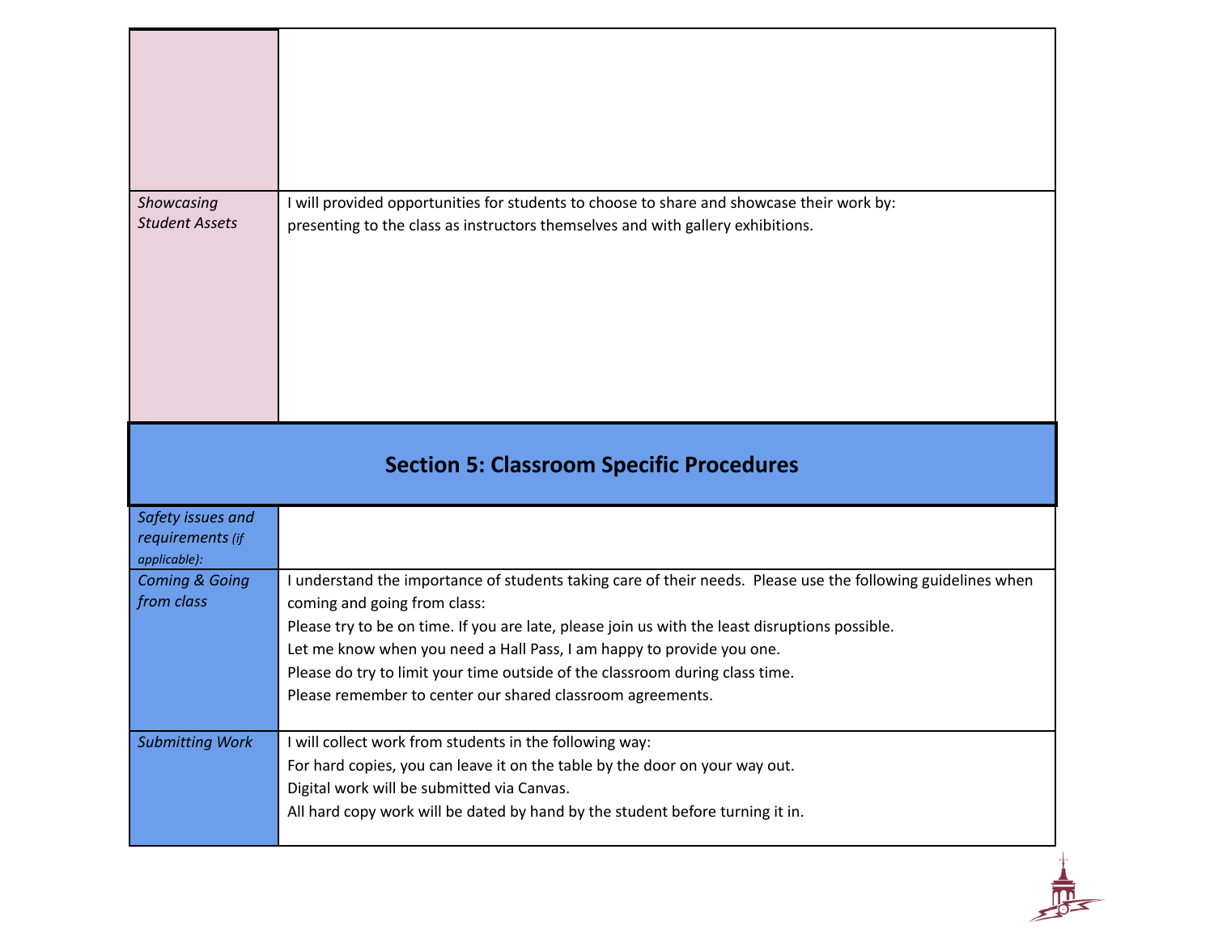| | |
|---|---|
| | |
| *Showcasing Student Assets* | I will provided opportunities for students to choose to share and showcase their work by:<br>presenting to the class as instructors themselves and with gallery exhibitions. |

## Section 5: Classroom Specific Procedures

| | |
|---|---|
| *Safety issues and requirements (if applicable):* | |
| *Coming & Going from class* | I understand the importance of students taking care of their needs. Please use the following guidelines when coming and going from class:<br>Please try to be on time. If you are late, please join us with the least disruptions possible.<br>Let me know when you need a Hall Pass, I am happy to provide you one.<br>Please do try to limit your time outside of the classroom during class time.<br>Please remember to center our shared classroom agreements. |
| *Submitting Work* | I will collect work from students in the following way:<br>For hard copies, you can leave it on the table by the door on your way out.<br>Digital work will be submitted via Canvas.<br>All hard copy work will be dated by hand by the student before turning it in. |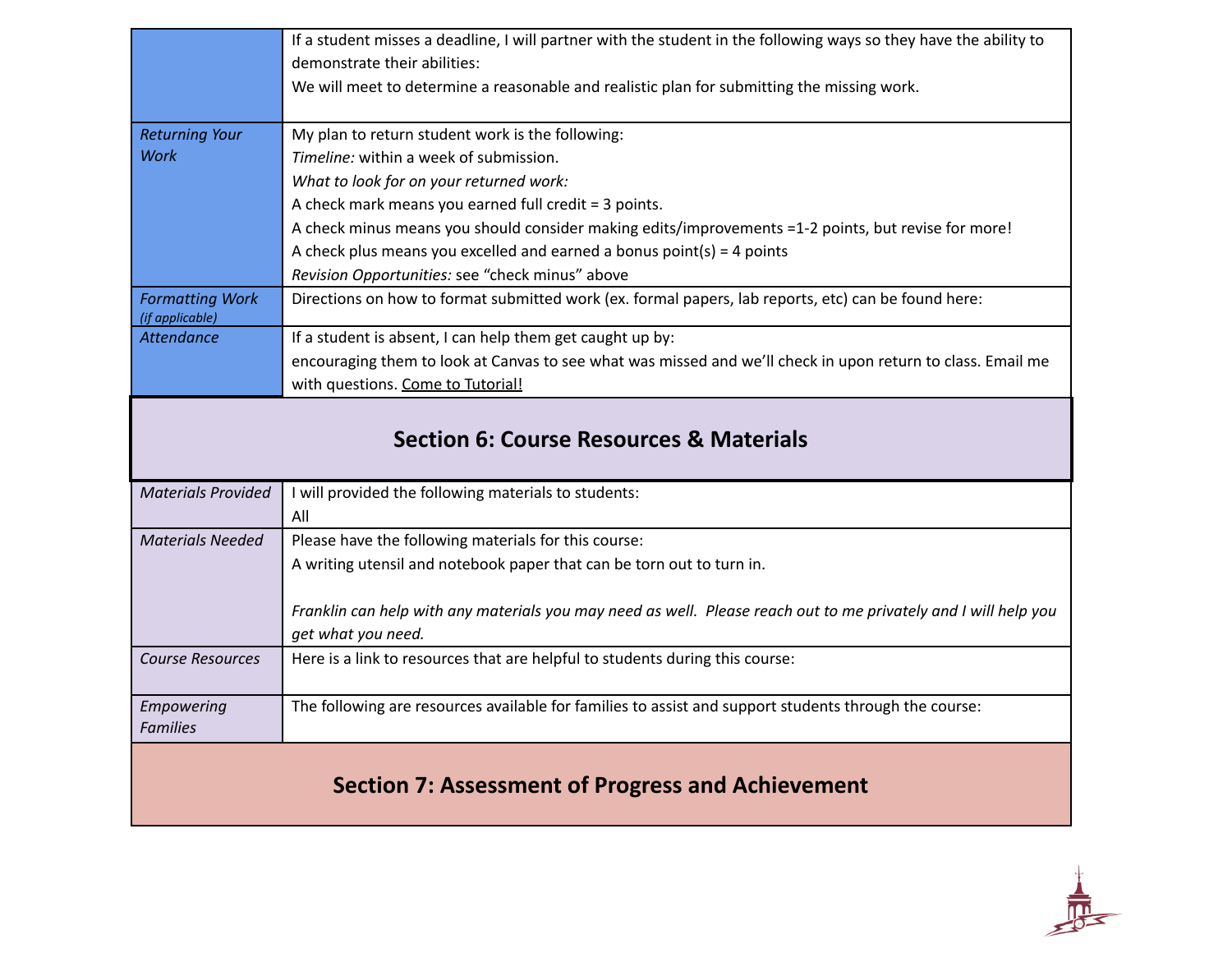| | |
|---|---|
| | If a student misses a deadline, I will partner with the student in the following ways so they have the ability to demonstrate their abilities:<br>We will meet to determine a reasonable and realistic plan for submitting the missing work. |
| *Returning Your Work* | My plan to return student work is the following:<br>*Timeline:* within a week of submission.<br>*What to look for on your returned work:*<br>A check mark means you earned full credit = 3 points.<br>A check minus means you should consider making edits/improvements =1-2 points, but revise for more!<br>A check plus means you excelled and earned a bonus point(s) = 4 points<br>*Revision Opportunities:* see "check minus" above |
| *Formatting Work* *(if applicable)* | Directions on how to format submitted work (ex. formal papers, lab reports, etc) can be found here: |
| *Attendance* | If a student is absent, I can help them get caught up by:<br>encouraging them to look at Canvas to see what was missed and we'll check in upon return to class. Email me with questions. Come to Tutorial! |

## Section 6: Course Resources & Materials

| | |
|---|---|
| *Materials Provided* | I will provided the following materials to students:<br>All |
| *Materials Needed* | Please have the following materials for this course:<br>A writing utensil and notebook paper that can be torn out to turn in.<br><br>*Franklin can help with any materials you may need as well. Please reach out to me privately and I will help you get what you need.* |
| *Course Resources* | Here is a link to resources that are helpful to students during this course: |
| *Empowering Families* | The following are resources available for families to assist and support students through the course: |

## Section 7: Assessment of Progress and Achievement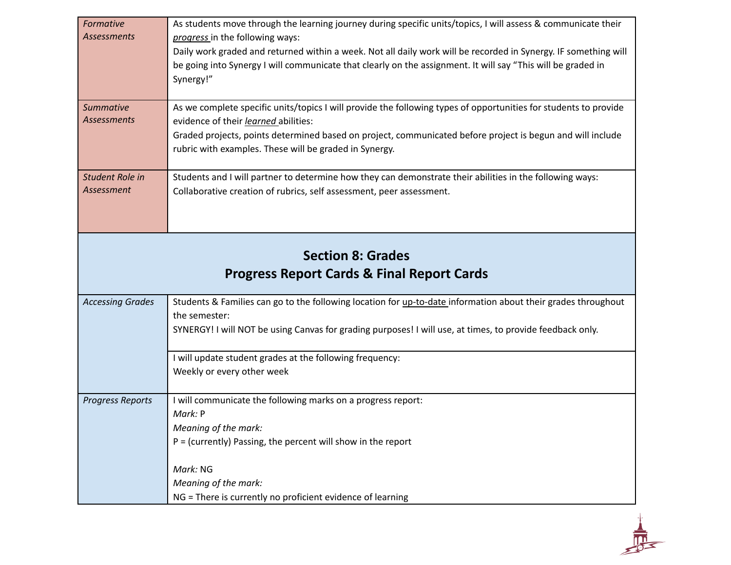| | |
|---|---|
| *Formative Assessments* | As students move through the learning journey during specific units/topics, I will assess & communicate their ***progress*** in the following ways:<br>Daily work graded and returned within a week. Not all daily work will be recorded in Synergy. IF something will be going into Synergy I will communicate that clearly on the assignment. It will say "This will be graded in Synergy!" |
| *Summative Assessments* | As we complete specific units/topics I will provide the following types of opportunities for students to provide evidence of their ***learned*** abilities:<br>Graded projects, points determined based on project, communicated before project is begun and will include rubric with examples. These will be graded in Synergy. |
| *Student Role in Assessment* | Students and I will partner to determine how they can demonstrate their abilities in the following ways:<br>Collaborative creation of rubrics, self assessment, peer assessment. |

## Section 8: Grades
## Progress Report Cards & Final Report Cards

| | |
|---|---|
| *Accessing Grades* | Students & Families can go to the following location for up-to-date information about their grades throughout the semester:<br>SYNERGY! I will NOT be using Canvas for grading purposes! I will use, at times, to provide feedback only. |
| | I will update student grades at the following frequency:<br>Weekly or every other week |
| *Progress Reports* | I will communicate the following marks on a progress report:<br>*Mark:* P<br>*Meaning of the mark:*<br>P = (currently) Passing, the percent will show in the report<br><br>*Mark:* NG<br>*Meaning of the mark:*<br>NG = There is currently no proficient evidence of learning |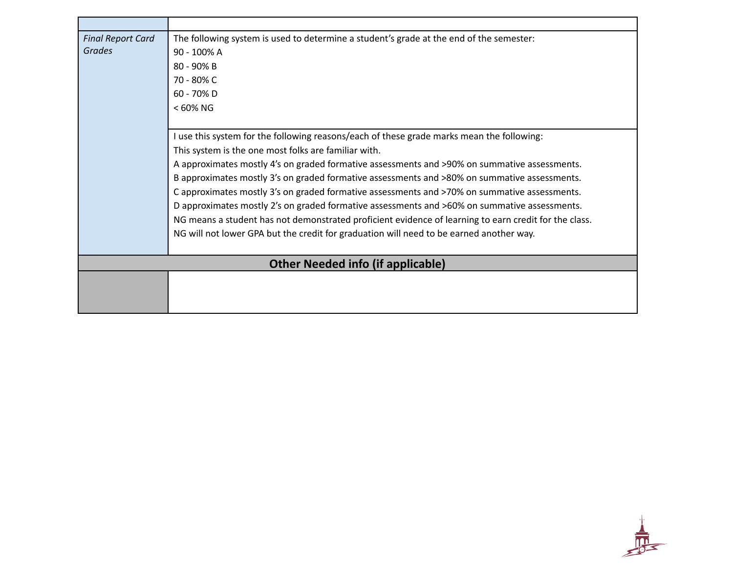| | |
|---|---|
| | |
| *Final Report Card Grades* | The following system is used to determine a student's grade at the end of the semester:<br>90 - 100% A<br>80 - 90% B<br>70 - 80% C<br>60 - 70% D<br>< 60% NG |
| | I use this system for the following reasons/each of these grade marks mean the following:<br>This system is the one most folks are familiar with.<br>A approximates mostly 4's on graded formative assessments and >90% on summative assessments.<br>B approximates mostly 3's on graded formative assessments and >80% on summative assessments.<br>C approximates mostly 3's on graded formative assessments and >70% on summative assessments.<br>D approximates mostly 2's on graded formative assessments and >60% on summative assessments.<br>NG means a student has not demonstrated proficient evidence of learning to earn credit for the class.<br>NG will not lower GPA but the credit for graduation will need to be earned another way. |
| **Other Needed info (if applicable)** | |
| | |